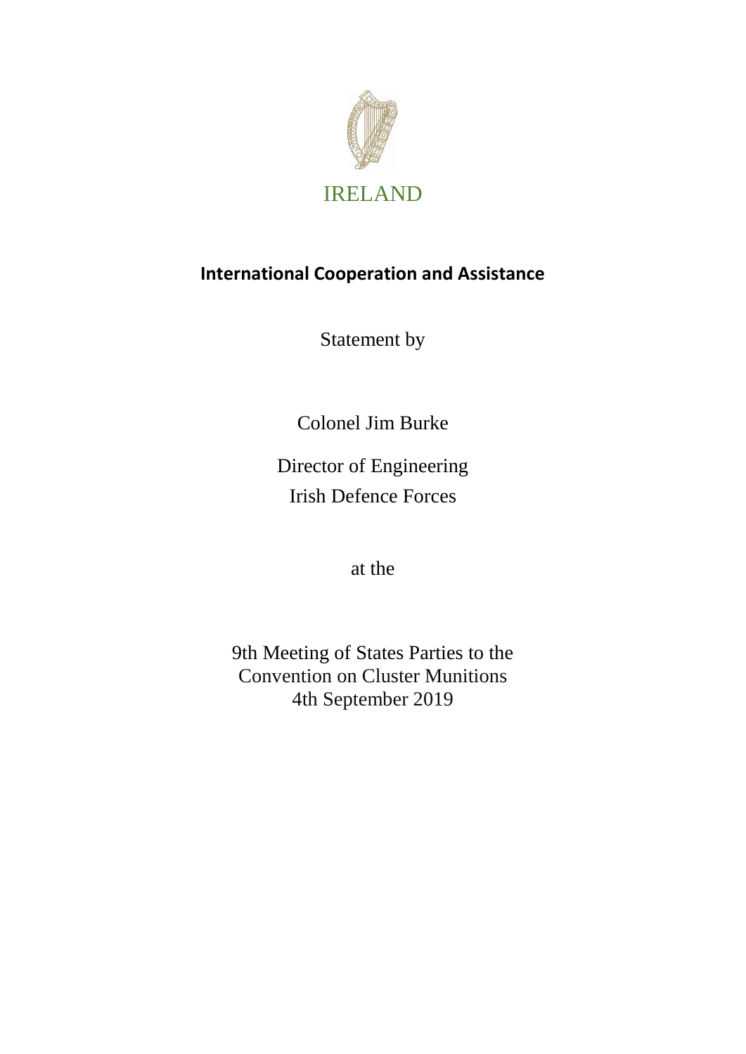IRELAND

## International Cooperation and Assistance

Statement by

Colonel Jim Burke

Director of Engineering
Irish Defence Forces

at the

9th Meeting of States Parties to the
Convention on Cluster Munitions
4th September 2019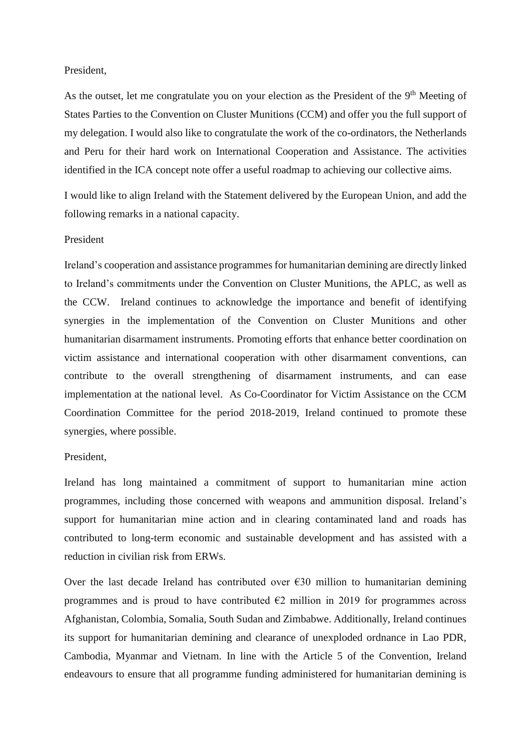President,

As the outset, let me congratulate you on your election as the President of the 9th Meeting of States Parties to the Convention on Cluster Munitions (CCM) and offer you the full support of my delegation. I would also like to congratulate the work of the co-ordinators, the Netherlands and Peru for their hard work on International Cooperation and Assistance. The activities identified in the ICA concept note offer a useful roadmap to achieving our collective aims.

I would like to align Ireland with the Statement delivered by the European Union, and add the following remarks in a national capacity.

President

Ireland's cooperation and assistance programmes for humanitarian demining are directly linked to Ireland's commitments under the Convention on Cluster Munitions, the APLC, as well as the CCW. Ireland continues to acknowledge the importance and benefit of identifying synergies in the implementation of the Convention on Cluster Munitions and other humanitarian disarmament instruments. Promoting efforts that enhance better coordination on victim assistance and international cooperation with other disarmament conventions, can contribute to the overall strengthening of disarmament instruments, and can ease implementation at the national level. As Co-Coordinator for Victim Assistance on the CCM Coordination Committee for the period 2018-2019, Ireland continued to promote these synergies, where possible.

President,

Ireland has long maintained a commitment of support to humanitarian mine action programmes, including those concerned with weapons and ammunition disposal. Ireland's support for humanitarian mine action and in clearing contaminated land and roads has contributed to long-term economic and sustainable development and has assisted with a reduction in civilian risk from ERWs.

Over the last decade Ireland has contributed over €30 million to humanitarian demining programmes and is proud to have contributed €2 million in 2019 for programmes across Afghanistan, Colombia, Somalia, South Sudan and Zimbabwe. Additionally, Ireland continues its support for humanitarian demining and clearance of unexploded ordnance in Lao PDR, Cambodia, Myanmar and Vietnam. In line with the Article 5 of the Convention, Ireland endeavours to ensure that all programme funding administered for humanitarian demining is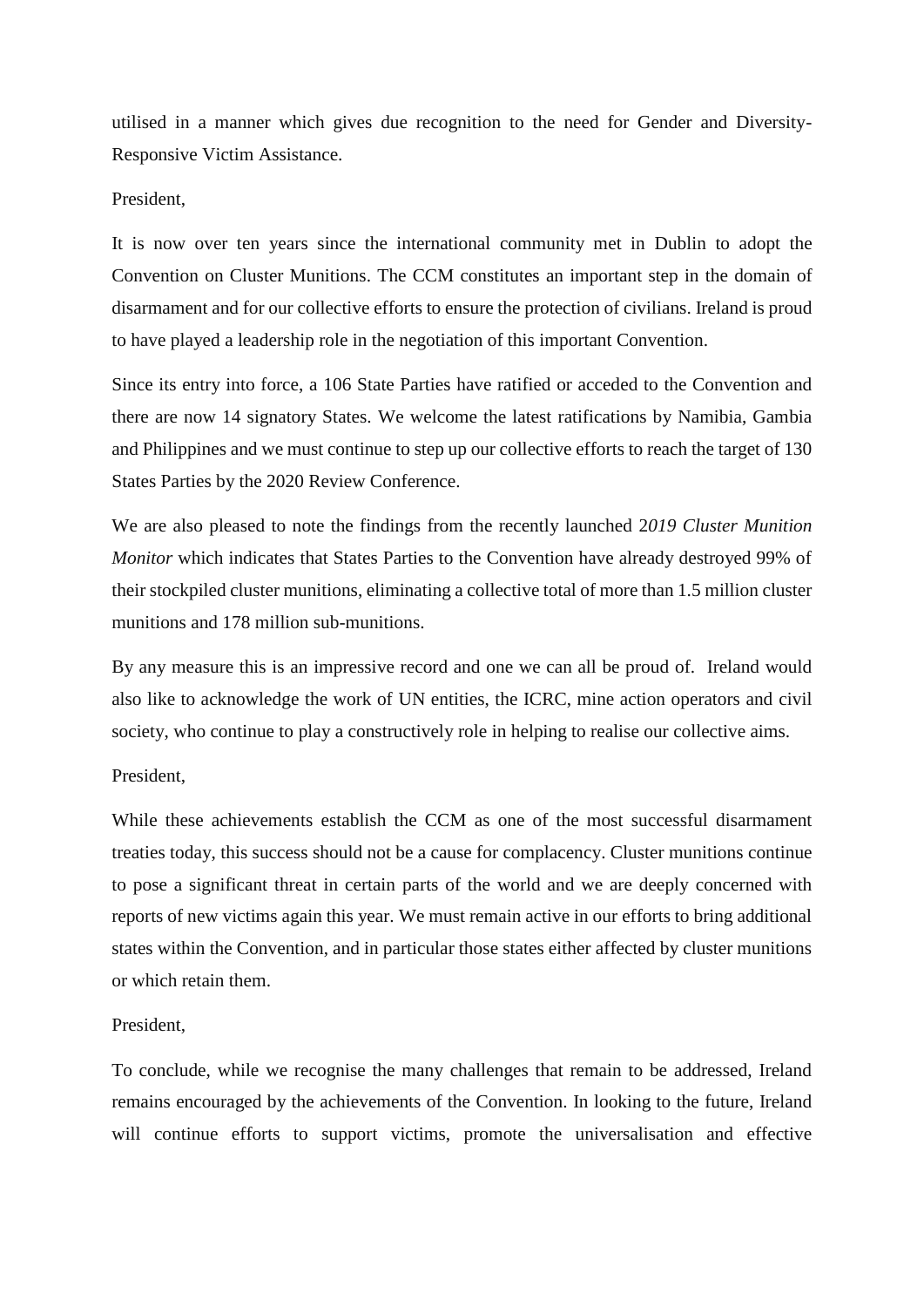utilised in a manner which gives due recognition to the need for Gender and Diversity-Responsive Victim Assistance.

President,

It is now over ten years since the international community met in Dublin to adopt the Convention on Cluster Munitions. The CCM constitutes an important step in the domain of disarmament and for our collective efforts to ensure the protection of civilians. Ireland is proud to have played a leadership role in the negotiation of this important Convention.

Since its entry into force, a 106 State Parties have ratified or acceded to the Convention and there are now 14 signatory States. We welcome the latest ratifications by Namibia, Gambia and Philippines and we must continue to step up our collective efforts to reach the target of 130 States Parties by the 2020 Review Conference.

We are also pleased to note the findings from the recently launched 2*019 Cluster Munition Monitor* which indicates that States Parties to the Convention have already destroyed 99% of their stockpiled cluster munitions, eliminating a collective total of more than 1.5 million cluster munitions and 178 million sub-munitions.

By any measure this is an impressive record and one we can all be proud of. Ireland would also like to acknowledge the work of UN entities, the ICRC, mine action operators and civil society, who continue to play a constructively role in helping to realise our collective aims.

President,

While these achievements establish the CCM as one of the most successful disarmament treaties today, this success should not be a cause for complacency. Cluster munitions continue to pose a significant threat in certain parts of the world and we are deeply concerned with reports of new victims again this year. We must remain active in our efforts to bring additional states within the Convention, and in particular those states either affected by cluster munitions or which retain them.

President,

To conclude, while we recognise the many challenges that remain to be addressed, Ireland remains encouraged by the achievements of the Convention. In looking to the future, Ireland will continue efforts to support victims, promote the universalisation and effective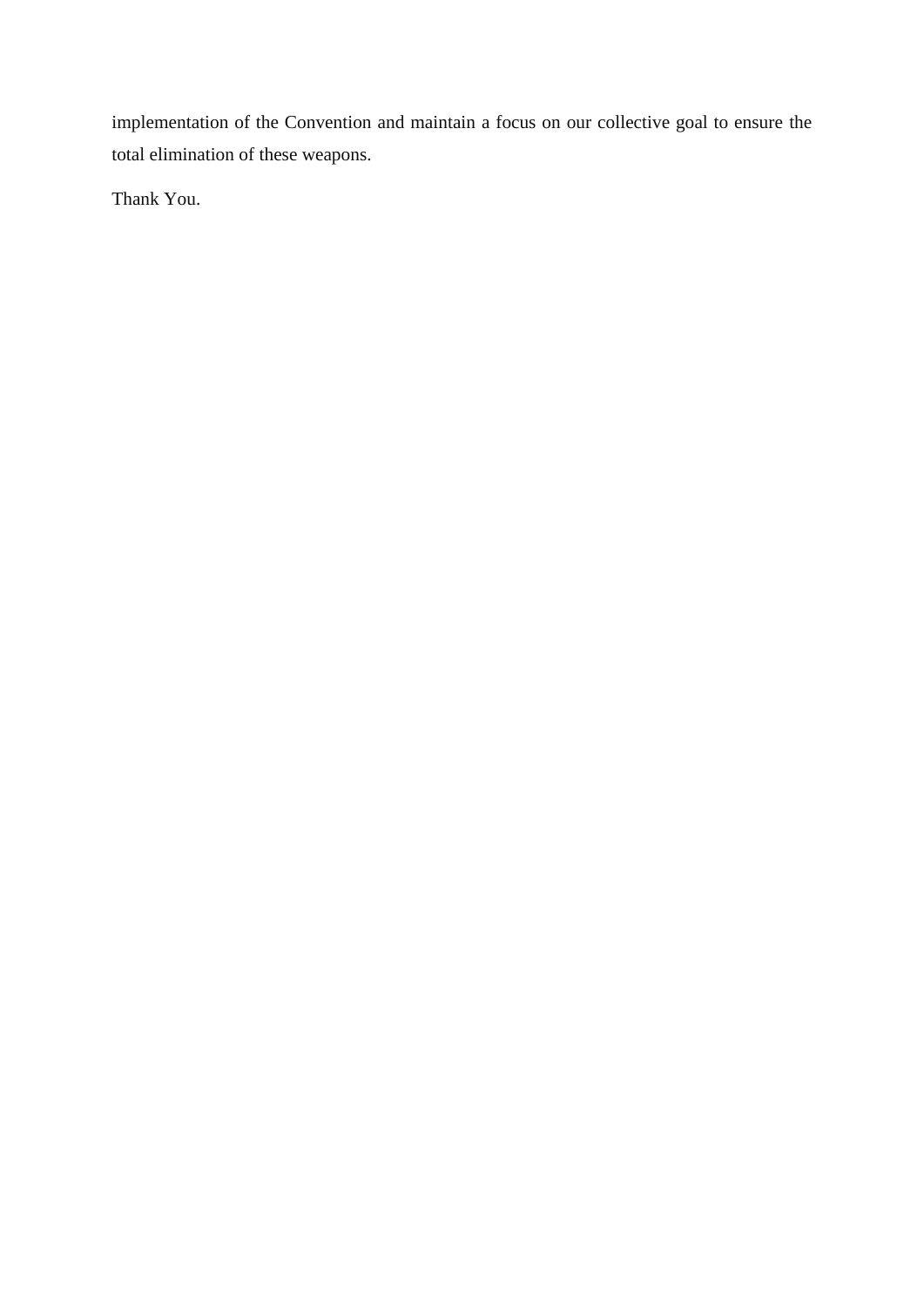implementation of the Convention and maintain a focus on our collective goal to ensure the total elimination of these weapons.

Thank You.